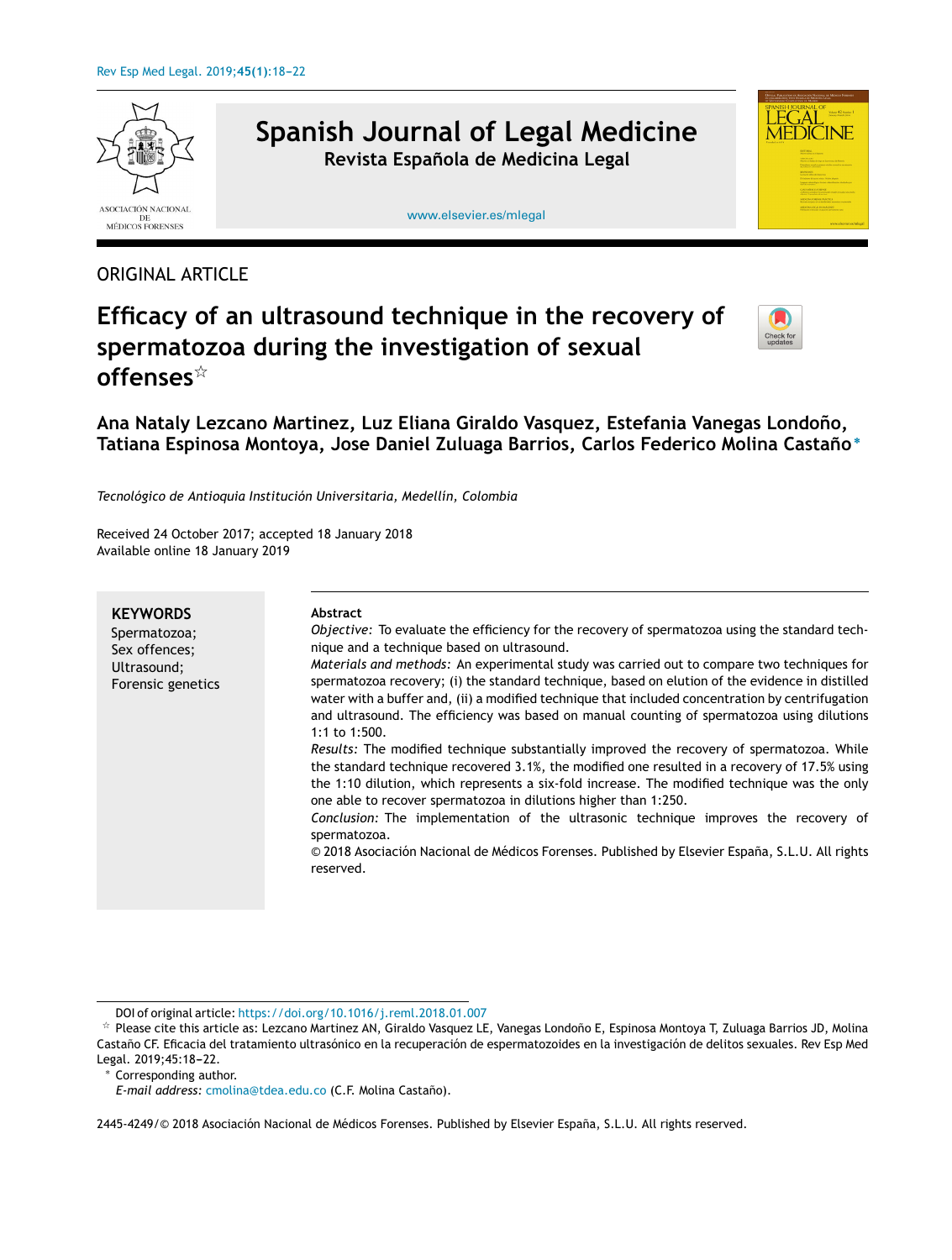ORIGINAL ARTICLE

# Efficacy of an ultrasound technique in the recovery of spermatozoa during the investigation of sexual offenses☆

**Ana Nataly Lezcano Martinez, Luz Eliana Giraldo Vasquez, Estefania Vanegas Londoño, Tatiana Espinosa Montoya, Jose Daniel Zuluaga Barrios, Carlos Federico Molina Castaño***

*Tecnológico de Antioquia Institución Universitaria, Medellín, Colombia*

Received 24 October 2017; accepted 18 January 2018
Available online 18 January 2019

**KEYWORDS**
Spermatozoa;
Sex offences;
Ultrasound;
Forensic genetics

**Abstract**

*Objective:* To evaluate the efficiency for the recovery of spermatozoa using the standard technique and a technique based on ultrasound.

*Materials and methods:* An experimental study was carried out to compare two techniques for spermatozoa recovery; (i) the standard technique, based on elution of the evidence in distilled water with a buffer and, (ii) a modified technique that included concentration by centrifugation and ultrasound. The efficiency was based on manual counting of spermatozoa using dilutions 1:1 to 1:500.

*Results:* The modified technique substantially improved the recovery of spermatozoa. While the standard technique recovered 3.1%, the modified one resulted in a recovery of 17.5% using the 1:10 dilution, which represents a six-fold increase. The modified technique was the only one able to recover spermatozoa in dilutions higher than 1:250.

*Conclusion:* The implementation of the ultrasonic technique improves the recovery of spermatozoa.

© 2018 Asociación Nacional de Médicos Forenses. Published by Elsevier España, S.L.U. All rights reserved.

DOI of original article: https://doi.org/10.1016/j.reml.2018.01.007

☆ Please cite this article as: Lezcano Martinez AN, Giraldo Vasquez LE, Vanegas Londoño E, Espinosa Montoya T, Zuluaga Barrios JD, Molina Castaño CF. Eficacia del tratamiento ultrasónico en la recuperación de espermatozoides en la investigación de delitos sexuales. Rev Esp Med Legal. 2019;45:18–22.

* Corresponding author.
*E-mail address:* cmolina@tdea.edu.co (C.F. Molina Castaño).

2445-4249/© 2018 Asociación Nacional de Médicos Forenses. Published by Elsevier España, S.L.U. All rights reserved.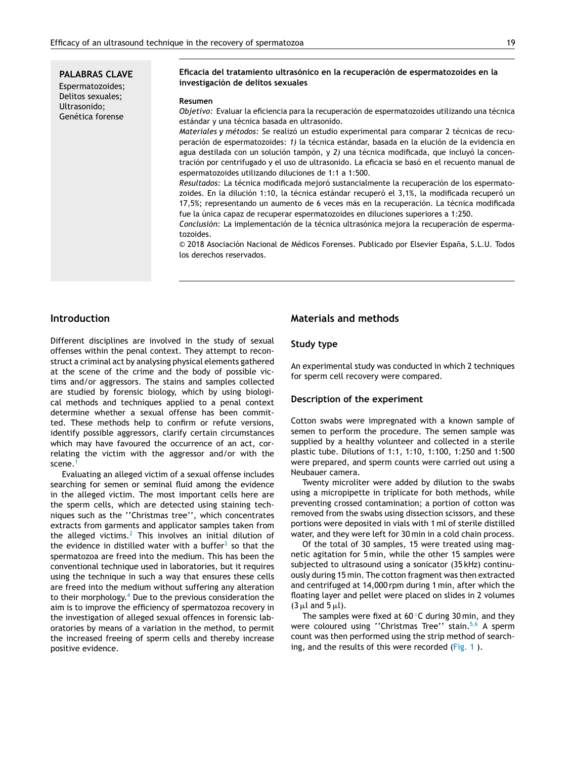**PALABRAS CLAVE**

Espermatozoides;
Delitos sexuales;
Ultrasonido;
Genética forense

**Eficacia del tratamiento ultrasónico en la recuperación de espermatozoides en la investigación de delitos sexuales**

**Resumen**

*Objetivo:* Evaluar la eficiencia para la recuperación de espermatozoides utilizando una técnica estándar y una técnica basada en ultrasonido.

*Materiales y métodos:* Se realizó un estudio experimental para comparar 2 técnicas de recuperación de espermatozoides: *1)* la técnica estándar, basada en la elución de la evidencia en agua destilada con un solución tampón, y *2)* una técnica modificada, que incluyó la concentración por centrifugado y el uso de ultrasonido. La eficacia se basó en el recuento manual de espermatozoides utilizando diluciones de 1:1 a 1:500.

*Resultados:* La técnica modificada mejoró sustancialmente la recuperación de los espermatozoides. En la dilución 1:10, la técnica estándar recuperó el 3,1%, la modificada recuperó un 17,5%; representando un aumento de 6 veces más en la recuperación. La técnica modificada fue la única capaz de recuperar espermatozoides en diluciones superiores a 1:250.

*Conclusión:* La implementación de la técnica ultrasónica mejora la recuperación de espermatozoides.

© 2018 Asociación Nacional de Médicos Forenses. Publicado por Elsevier España, S.L.U. Todos los derechos reservados.

## Introduction

Different disciplines are involved in the study of sexual offenses within the penal context. They attempt to reconstruct a criminal act by analysing physical elements gathered at the scene of the crime and the body of possible victims and/or aggressors. The stains and samples collected are studied by forensic biology, which by using biological methods and techniques applied to a penal context determine whether a sexual offense has been committed. These methods help to confirm or refute versions, identify possible aggressors, clarify certain circumstances which may have favoured the occurrence of an act, correlating the victim with the aggressor and/or with the scene.[1]

Evaluating an alleged victim of a sexual offense includes searching for semen or seminal fluid among the evidence in the alleged victim. The most important cells here are the sperm cells, which are detected using staining techniques such as the ''Christmas tree'', which concentrates extracts from garments and applicator samples taken from the alleged victims.[2] This involves an initial dilution of the evidence in distilled water with a buffer[3] so that the spermatozoa are freed into the medium. This has been the conventional technique used in laboratories, but it requires using the technique in such a way that ensures these cells are freed into the medium without suffering any alteration to their morphology.[4] Due to the previous consideration the aim is to improve the efficiency of spermatozoa recovery in the investigation of alleged sexual offences in forensic laboratories by means of a variation in the method, to permit the increased freeing of sperm cells and thereby increase positive evidence.

## Materials and methods

### Study type

An experimental study was conducted in which 2 techniques for sperm cell recovery were compared.

### Description of the experiment

Cotton swabs were impregnated with a known sample of semen to perform the procedure. The semen sample was supplied by a healthy volunteer and collected in a sterile plastic tube. Dilutions of 1:1, 1:10, 1:100, 1:250 and 1:500 were prepared, and sperm counts were carried out using a Neubauer camera.

Twenty microliter were added by dilution to the swabs using a micropipette in triplicate for both methods, while preventing crossed contamination; a portion of cotton was removed from the swabs using dissection scissors, and these portions were deposited in vials with 1 ml of sterile distilled water, and they were left for 30 min in a cold chain process.

Of the total of 30 samples, 15 were treated using magnetic agitation for 5 min, while the other 15 samples were subjected to ultrasound using a sonicator (35 kHz) continuously during 15 min. The cotton fragment was then extracted and centrifuged at 14,000 rpm during 1 min, after which the floating layer and pellet were placed on slides in 2 volumes (3 μl and 5 μl).

The samples were fixed at 60 °C during 30 min, and they were coloured using ''Christmas Tree'' stain.[5,6] A sperm count was then performed using the strip method of searching, and the results of this were recorded (Fig. 1).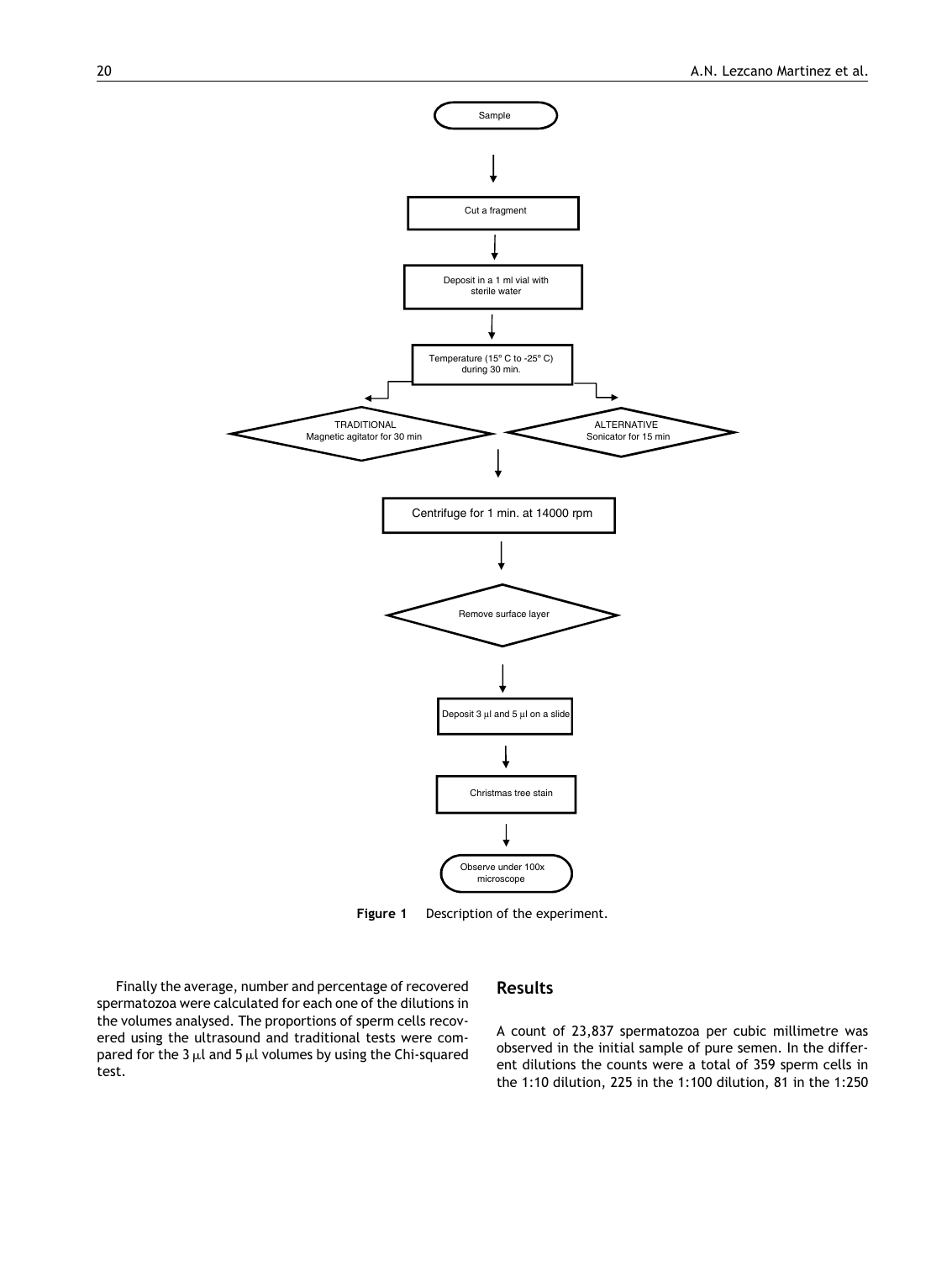Sample

↓

Cut a fragment

↓

Deposit in a 1 ml vial with sterile water

↓

Temperature (15° C to -25° C) during 30 min.

- TRADITIONAL: Magnetic agitator for 30 min
- ALTERNATIVE: Sonicator for 15 min

↓

Centrifuge for 1 min. at 14000 rpm

↓

Remove surface layer

↓

Deposit 3 μl and 5 μl on a slide

↓

Christmas tree stain

↓

Observe under 100x microscope

**Figure 1** Description of the experiment.

Finally the average, number and percentage of recovered spermatozoa were calculated for each one of the dilutions in the volumes analysed. The proportions of sperm cells recovered using the ultrasound and traditional tests were compared for the 3 μl and 5 μl volumes by using the Chi-squared test.

## Results

A count of 23,837 spermatozoa per cubic millimetre was observed in the initial sample of pure semen. In the different dilutions the counts were a total of 359 sperm cells in the 1:10 dilution, 225 in the 1:100 dilution, 81 in the 1:250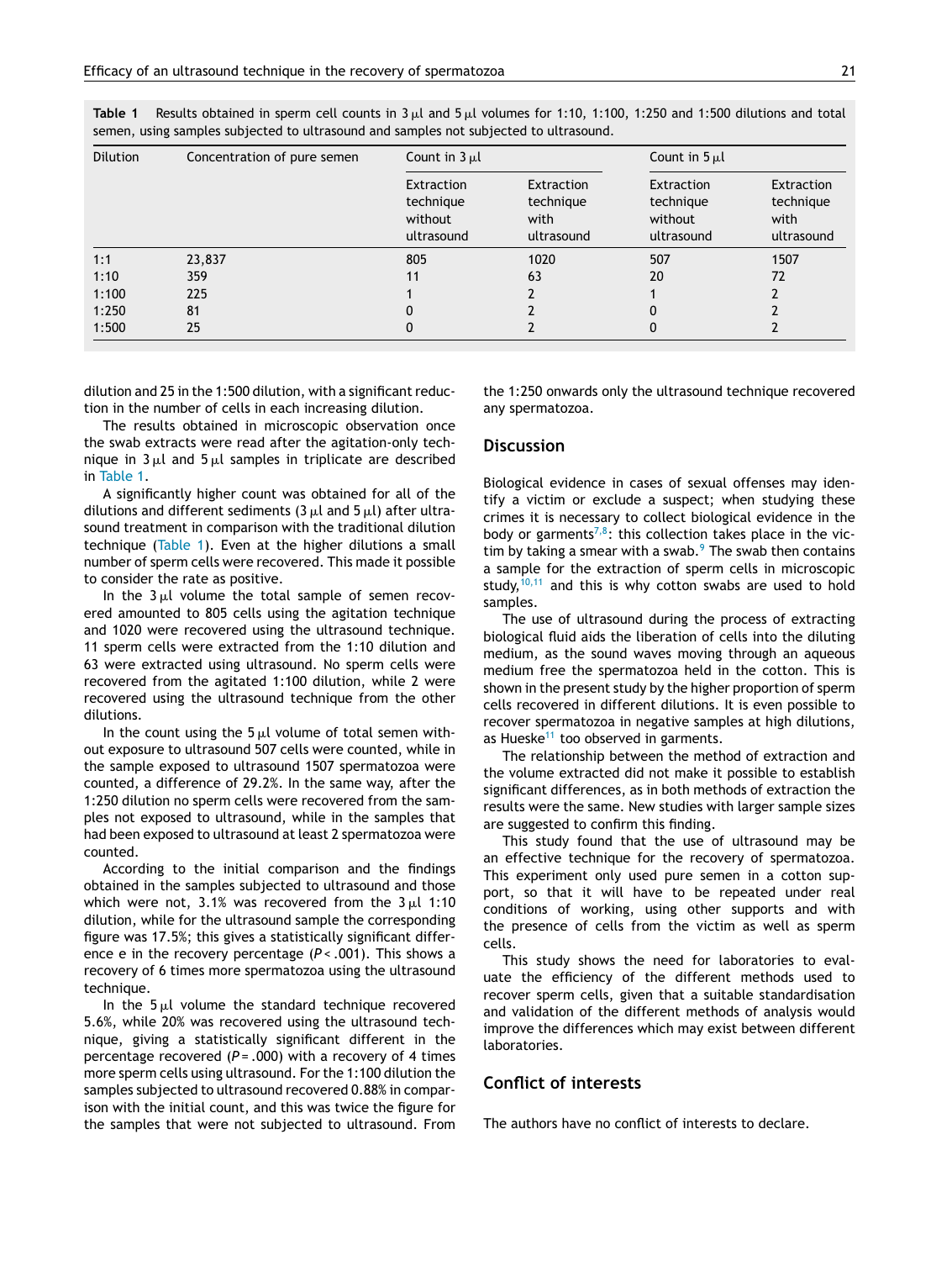**Table 1** Results obtained in sperm cell counts in 3 μl and 5 μl volumes for 1:10, 1:100, 1:250 and 1:500 dilutions and total semen, using samples subjected to ultrasound and samples not subjected to ultrasound.

| Dilution | Concentration of pure semen | Count in 3 μl | | Count in 5 μl | |
|---|---|---|---|---|---|
| | | Extraction technique without ultrasound | Extraction technique with ultrasound | Extraction technique without ultrasound | Extraction technique with ultrasound |
| 1:1 | 23,837 | 805 | 1020 | 507 | 1507 |
| 1:10 | 359 | 11 | 63 | 20 | 72 |
| 1:100 | 225 | 1 | 2 | 1 | 2 |
| 1:250 | 81 | 0 | 2 | 0 | 2 |
| 1:500 | 25 | 0 | 2 | 0 | 2 |

dilution and 25 in the 1:500 dilution, with a significant reduction in the number of cells in each increasing dilution.

The results obtained in microscopic observation once the swab extracts were read after the agitation-only technique in 3 μl and 5 μl samples in triplicate are described in Table 1.

A significantly higher count was obtained for all of the dilutions and different sediments (3 μl and 5 μl) after ultrasound treatment in comparison with the traditional dilution technique (Table 1). Even at the higher dilutions a small number of sperm cells were recovered. This made it possible to consider the rate as positive.

In the 3 μl volume the total sample of semen recovered amounted to 805 cells using the agitation technique and 1020 were recovered using the ultrasound technique. 11 sperm cells were extracted from the 1:10 dilution and 63 were extracted using ultrasound. No sperm cells were recovered from the agitated 1:100 dilution, while 2 were recovered using the ultrasound technique from the other dilutions.

In the count using the 5 μl volume of total semen without exposure to ultrasound 507 cells were counted, while in the sample exposed to ultrasound 1507 spermatozoa were counted, a difference of 29.2%. In the same way, after the 1:250 dilution no sperm cells were recovered from the samples not exposed to ultrasound, while in the samples that had been exposed to ultrasound at least 2 spermatozoa were counted.

According to the initial comparison and the findings obtained in the samples subjected to ultrasound and those which were not, 3.1% was recovered from the 3 μl 1:10 dilution, while for the ultrasound sample the corresponding figure was 17.5%; this gives a statistically significant difference e in the recovery percentage ($P < .001$). This shows a recovery of 6 times more spermatozoa using the ultrasound technique.

In the 5 μl volume the standard technique recovered 5.6%, while 20% was recovered using the ultrasound technique, giving a statistically significant different in the percentage recovered ($P = .000$) with a recovery of 4 times more sperm cells using ultrasound. For the 1:100 dilution the samples subjected to ultrasound recovered 0.88% in comparison with the initial count, and this was twice the figure for the samples that were not subjected to ultrasound. From the 1:250 onwards only the ultrasound technique recovered any spermatozoa.

## Discussion

Biological evidence in cases of sexual offenses may identify a victim or exclude a suspect; when studying these crimes it is necessary to collect biological evidence in the body or garments[7,8]: this collection takes place in the victim by taking a smear with a swab.[9] The swab then contains a sample for the extraction of sperm cells in microscopic study,[10,11] and this is why cotton swabs are used to hold samples.

The use of ultrasound during the process of extracting biological fluid aids the liberation of cells into the diluting medium, as the sound waves moving through an aqueous medium free the spermatozoa held in the cotton. This is shown in the present study by the higher proportion of sperm cells recovered in different dilutions. It is even possible to recover spermatozoa in negative samples at high dilutions, as Hueske[11] too observed in garments.

The relationship between the method of extraction and the volume extracted did not make it possible to establish significant differences, as in both methods of extraction the results were the same. New studies with larger sample sizes are suggested to confirm this finding.

This study found that the use of ultrasound may be an effective technique for the recovery of spermatozoa. This experiment only used pure semen in a cotton support, so that it will have to be repeated under real conditions of working, using other supports and with the presence of cells from the victim as well as sperm cells.

This study shows the need for laboratories to evaluate the efficiency of the different methods used to recover sperm cells, given that a suitable standardisation and validation of the different methods of analysis would improve the differences which may exist between different laboratories.

## Conflict of interests

The authors have no conflict of interests to declare.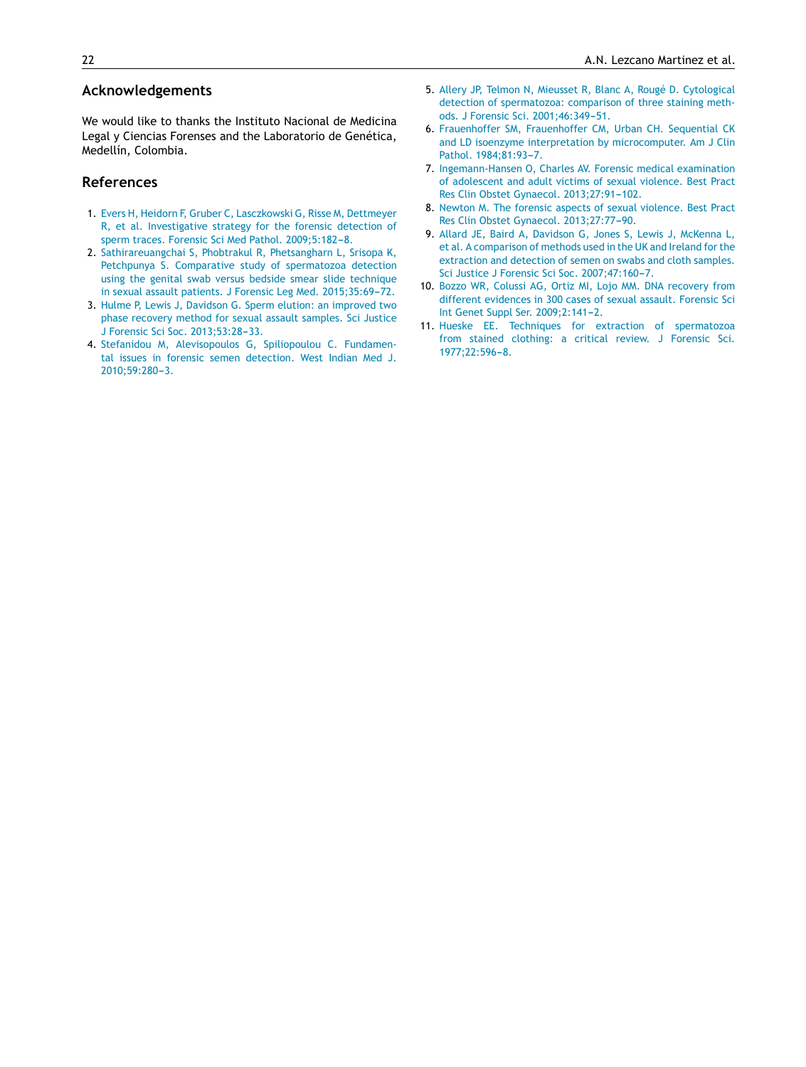## Acknowledgements

We would like to thanks the Instituto Nacional de Medicina Legal y Ciencias Forenses and the Laboratorio de Genética, Medellín, Colombia.

## References

1. Evers H, Heidorn F, Gruber C, Lasczkowski G, Risse M, Dettmeyer R, et al. Investigative strategy for the forensic detection of sperm traces. Forensic Sci Med Pathol. 2009;5:182–8.
2. Sathirareuangchai S, Phobtrakul R, Phetsangharn L, Srisopa K, Petchpunya S. Comparative study of spermatozoa detection using the genital swab versus bedside smear slide technique in sexual assault patients. J Forensic Leg Med. 2015;35:69–72.
3. Hulme P, Lewis J, Davidson G. Sperm elution: an improved two phase recovery method for sexual assault samples. Sci Justice J Forensic Sci Soc. 2013;53:28–33.
4. Stefanidou M, Alevisopoulos G, Spiliopoulou C. Fundamental issues in forensic semen detection. West Indian Med J. 2010;59:280–3.
5. Allery JP, Telmon N, Mieusset R, Blanc A, Rougé D. Cytological detection of spermatozoa: comparison of three staining methods. J Forensic Sci. 2001;46:349–51.
6. Frauenhoffer SM, Frauenhoffer CM, Urban CH. Sequential CK and LD isoenzyme interpretation by microcomputer. Am J Clin Pathol. 1984;81:93–7.
7. Ingemann-Hansen O, Charles AV. Forensic medical examination of adolescent and adult victims of sexual violence. Best Pract Res Clin Obstet Gynaecol. 2013;27:91–102.
8. Newton M. The forensic aspects of sexual violence. Best Pract Res Clin Obstet Gynaecol. 2013;27:77–90.
9. Allard JE, Baird A, Davidson G, Jones S, Lewis J, McKenna L, et al. A comparison of methods used in the UK and Ireland for the extraction and detection of semen on swabs and cloth samples. Sci Justice J Forensic Sci Soc. 2007;47:160–7.
10. Bozzo WR, Colussi AG, Ortiz MI, Lojo MM. DNA recovery from different evidences in 300 cases of sexual assault. Forensic Sci Int Genet Suppl Ser. 2009;2:141–2.
11. Hueske EE. Techniques for extraction of spermatozoa from stained clothing: a critical review. J Forensic Sci. 1977;22:596–8.